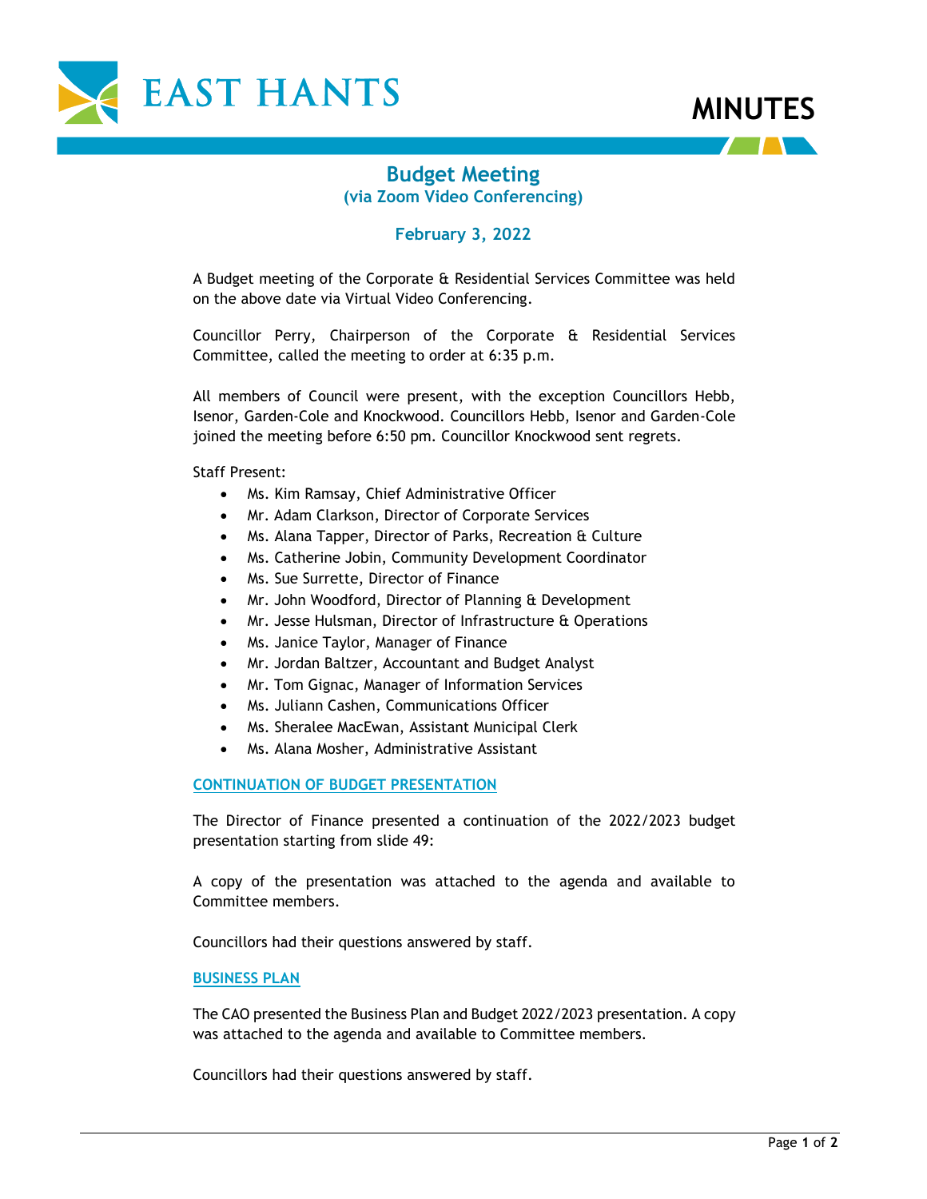# EAST HANTS

# MINUTES

## Budget Meeting
### (via Zoom Video Conferencing)

### February 3, 2022

A Budget meeting of the Corporate & Residential Services Committee was held on the above date via Virtual Video Conferencing.

Councillor Perry, Chairperson of the Corporate & Residential Services Committee, called the meeting to order at 6:35 p.m.

All members of Council were present, with the exception Councillors Hebb, Isenor, Garden-Cole and Knockwood. Councillors Hebb, Isenor and Garden-Cole joined the meeting before 6:50 pm. Councillor Knockwood sent regrets.

Staff Present:

- Ms. Kim Ramsay, Chief Administrative Officer
- Mr. Adam Clarkson, Director of Corporate Services
- Ms. Alana Tapper, Director of Parks, Recreation & Culture
- Ms. Catherine Jobin, Community Development Coordinator
- Ms. Sue Surrette, Director of Finance
- Mr. John Woodford, Director of Planning & Development
- Mr. Jesse Hulsman, Director of Infrastructure & Operations
- Ms. Janice Taylor, Manager of Finance
- Mr. Jordan Baltzer, Accountant and Budget Analyst
- Mr. Tom Gignac, Manager of Information Services
- Ms. Juliann Cashen, Communications Officer
- Ms. Sheralee MacEwan, Assistant Municipal Clerk
- Ms. Alana Mosher, Administrative Assistant

#### CONTINUATION OF BUDGET PRESENTATION

The Director of Finance presented a continuation of the 2022/2023 budget presentation starting from slide 49:

A copy of the presentation was attached to the agenda and available to Committee members.

Councillors had their questions answered by staff.

#### BUSINESS PLAN

The CAO presented the Business Plan and Budget 2022/2023 presentation. A copy was attached to the agenda and available to Committee members.

Councillors had their questions answered by staff.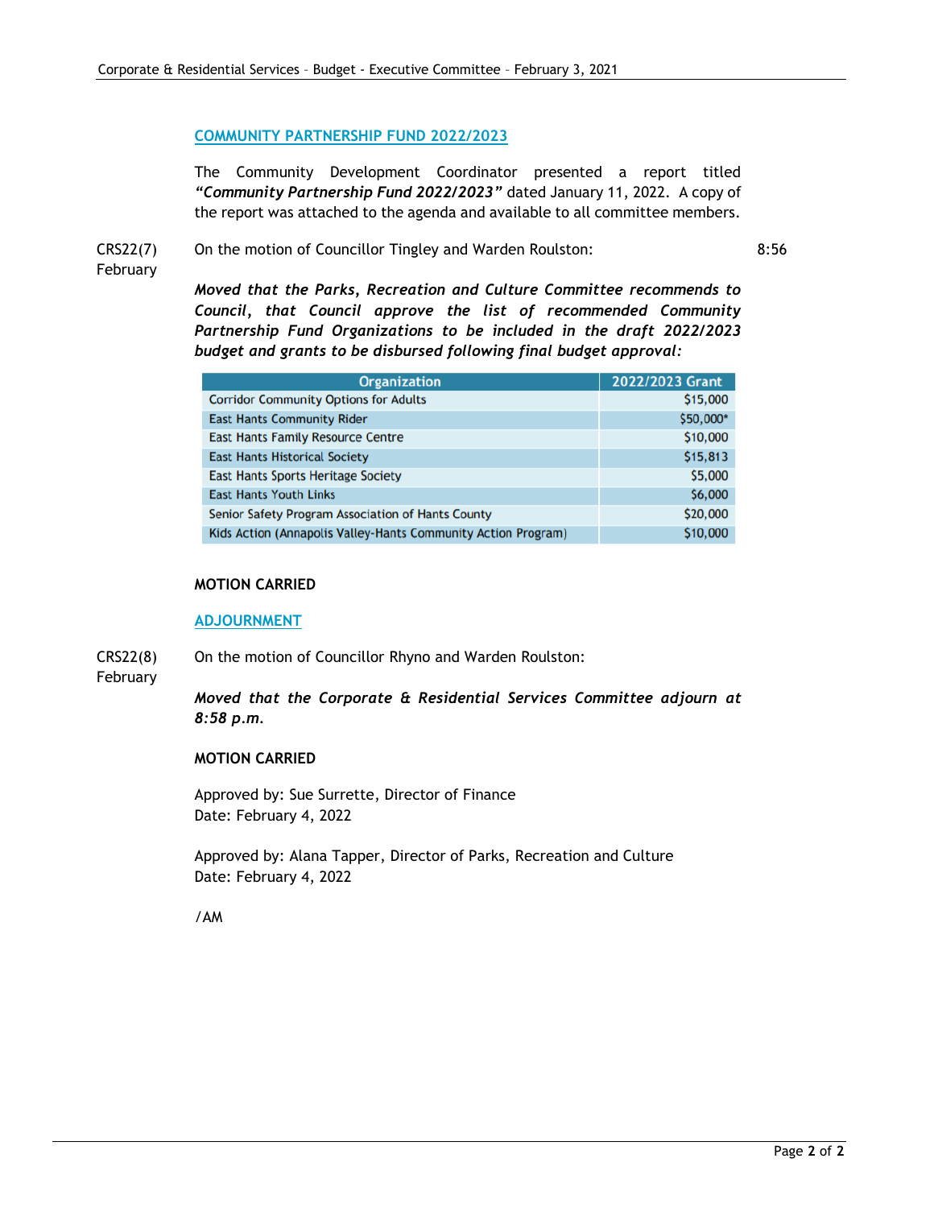## COMMUNITY PARTNERSHIP FUND 2022/2023

The Community Development Coordinator presented a report titled ***"Community Partnership Fund 2022/2023"*** dated January 11, 2022. A copy of the report was attached to the agenda and available to all committee members.

CRS22(7) February

On the motion of Councillor Tingley and Warden Roulston: 8:56

***Moved that the Parks, Recreation and Culture Committee recommends to Council, that Council approve the list of recommended Community Partnership Fund Organizations to be included in the draft 2022/2023 budget and grants to be disbursed following final budget approval:***

| Organization | 2022/2023 Grant |
|---|---|
| Corridor Community Options for Adults | $15,000 |
| East Hants Community Rider | $50,000* |
| East Hants Family Resource Centre | $10,000 |
| East Hants Historical Society | $15,813 |
| East Hants Sports Heritage Society | $5,000 |
| East Hants Youth Links | $6,000 |
| Senior Safety Program Association of Hants County | $20,000 |
| Kids Action (Annapolis Valley-Hants Community Action Program) | $10,000 |

**MOTION CARRIED**

## ADJOURNMENT

CRS22(8) February

On the motion of Councillor Rhyno and Warden Roulston:

***Moved that the Corporate & Residential Services Committee adjourn at 8:58 p.m.***

**MOTION CARRIED**

Approved by: Sue Surrette, Director of Finance
Date: February 4, 2022

Approved by: Alana Tapper, Director of Parks, Recreation and Culture
Date: February 4, 2022

/AM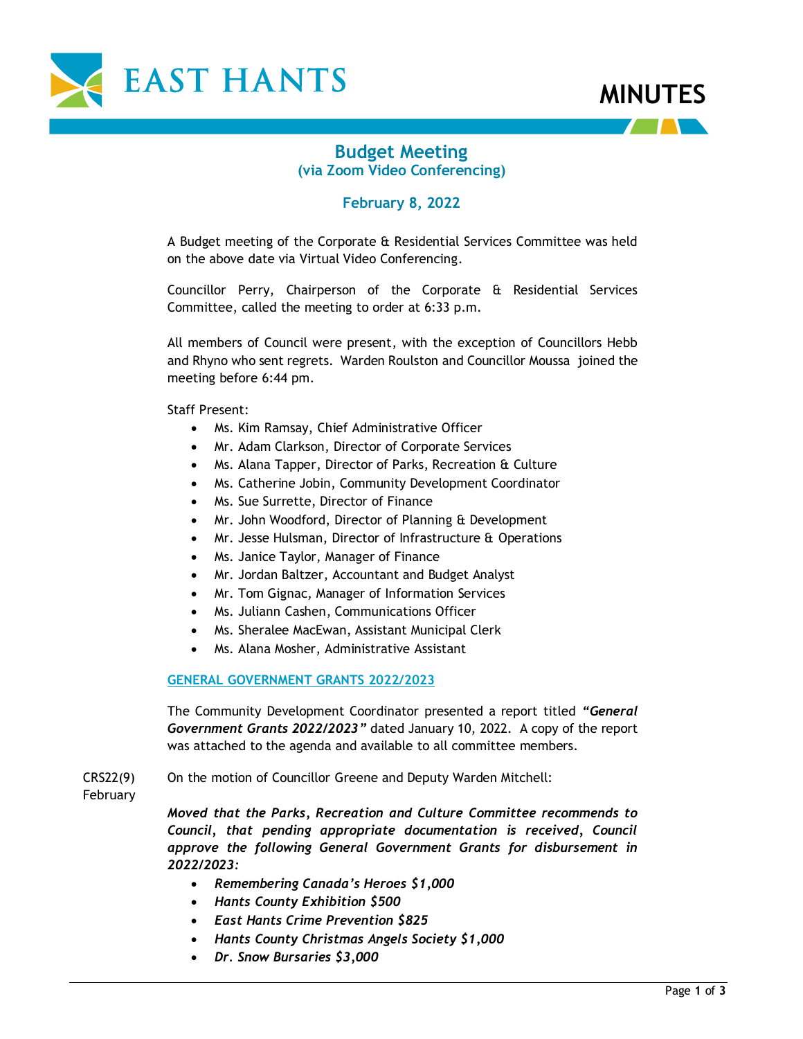# MINUTES

## Budget Meeting
### (via Zoom Video Conferencing)

### February 8, 2022

A Budget meeting of the Corporate & Residential Services Committee was held on the above date via Virtual Video Conferencing.

Councillor Perry, Chairperson of the Corporate & Residential Services Committee, called the meeting to order at 6:33 p.m.

All members of Council were present, with the exception of Councillors Hebb and Rhyno who sent regrets. Warden Roulston and Councillor Moussa joined the meeting before 6:44 pm.

Staff Present:

- Ms. Kim Ramsay, Chief Administrative Officer
- Mr. Adam Clarkson, Director of Corporate Services
- Ms. Alana Tapper, Director of Parks, Recreation & Culture
- Ms. Catherine Jobin, Community Development Coordinator
- Ms. Sue Surrette, Director of Finance
- Mr. John Woodford, Director of Planning & Development
- Mr. Jesse Hulsman, Director of Infrastructure & Operations
- Ms. Janice Taylor, Manager of Finance
- Mr. Jordan Baltzer, Accountant and Budget Analyst
- Mr. Tom Gignac, Manager of Information Services
- Ms. Juliann Cashen, Communications Officer
- Ms. Sheralee MacEwan, Assistant Municipal Clerk
- Ms. Alana Mosher, Administrative Assistant

## GENERAL GOVERNMENT GRANTS 2022/2023

The Community Development Coordinator presented a report titled ***"General Government Grants 2022/2023"*** dated January 10, 2022. A copy of the report was attached to the agenda and available to all committee members.

CRS22(9) February

On the motion of Councillor Greene and Deputy Warden Mitchell:

***Moved that the Parks, Recreation and Culture Committee recommends to Council, that pending appropriate documentation is received, Council approve the following General Government Grants for disbursement in 2022/2023:***

- ***Remembering Canada's Heroes $1,000***
- ***Hants County Exhibition $500***
- ***East Hants Crime Prevention $825***
- ***Hants County Christmas Angels Society $1,000***
- ***Dr. Snow Bursaries $3,000***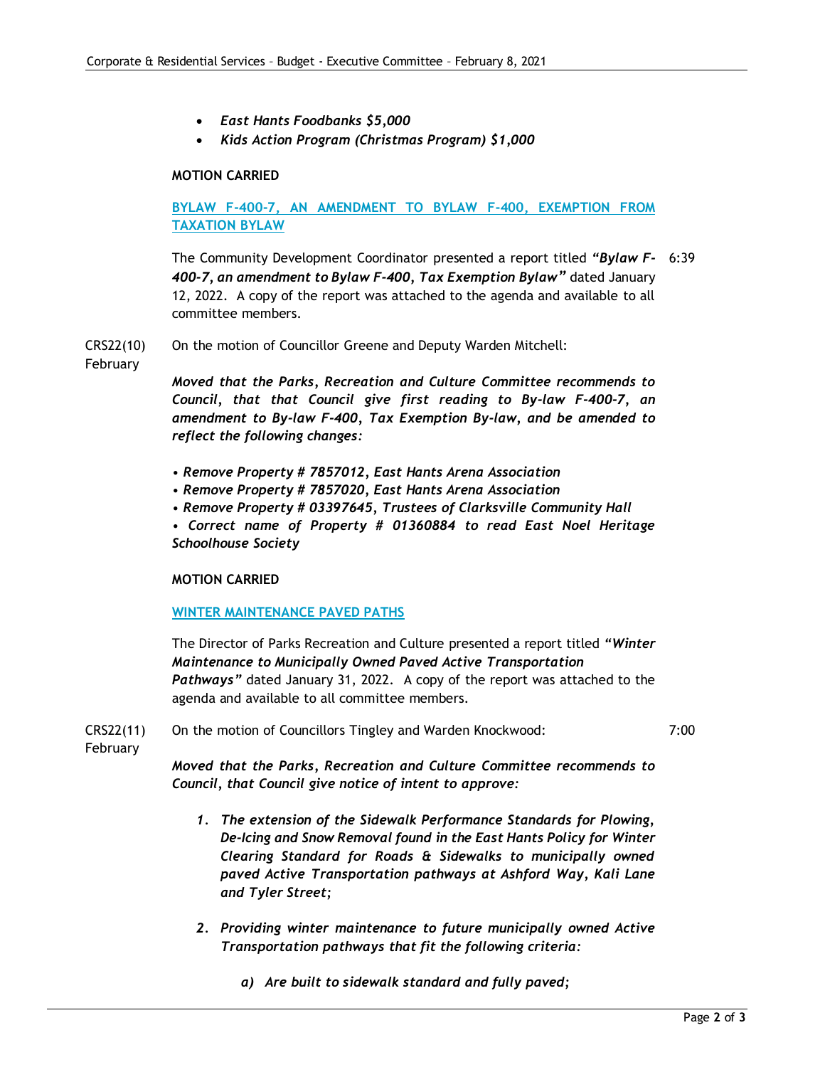- *East Hants Foodbanks $5,000*
- *Kids Action Program (Christmas Program) $1,000*

**MOTION CARRIED**

**BYLAW F-400-7, AN AMENDMENT TO BYLAW F-400, EXEMPTION FROM TAXATION BYLAW**

The Community Development Coordinator presented a report titled ***"Bylaw F-400-7, an amendment to Bylaw F-400, Tax Exemption Bylaw"*** dated January 12, 2022. A copy of the report was attached to the agenda and available to all committee members. 6:39

CRS22(10) February

On the motion of Councillor Greene and Deputy Warden Mitchell:

***Moved that the Parks, Recreation and Culture Committee recommends to Council, that that Council give first reading to By-law F-400-7, an amendment to By-law F-400, Tax Exemption By-law, and be amended to reflect the following changes:***

***• Remove Property # 7857012, East Hants Arena Association***
***• Remove Property # 7857020, East Hants Arena Association***
***• Remove Property # 03397645, Trustees of Clarksville Community Hall***
***• Correct name of Property # 01360884 to read East Noel Heritage Schoolhouse Society***

**MOTION CARRIED**

**WINTER MAINTENANCE PAVED PATHS**

The Director of Parks Recreation and Culture presented a report titled ***"Winter Maintenance to Municipally Owned Paved Active Transportation Pathways"*** dated January 31, 2022. A copy of the report was attached to the agenda and available to all committee members.

CRS22(11) February

On the motion of Councillors Tingley and Warden Knockwood: 7:00

***Moved that the Parks, Recreation and Culture Committee recommends to Council, that Council give notice of intent to approve:***

1. ***The extension of the Sidewalk Performance Standards for Plowing, De-Icing and Snow Removal found in the East Hants Policy for Winter Clearing Standard for Roads & Sidewalks to municipally owned paved Active Transportation pathways at Ashford Way, Kali Lane and Tyler Street;***

2. ***Providing winter maintenance to future municipally owned Active Transportation pathways that fit the following criteria:***

    a) ***Are built to sidewalk standard and fully paved;***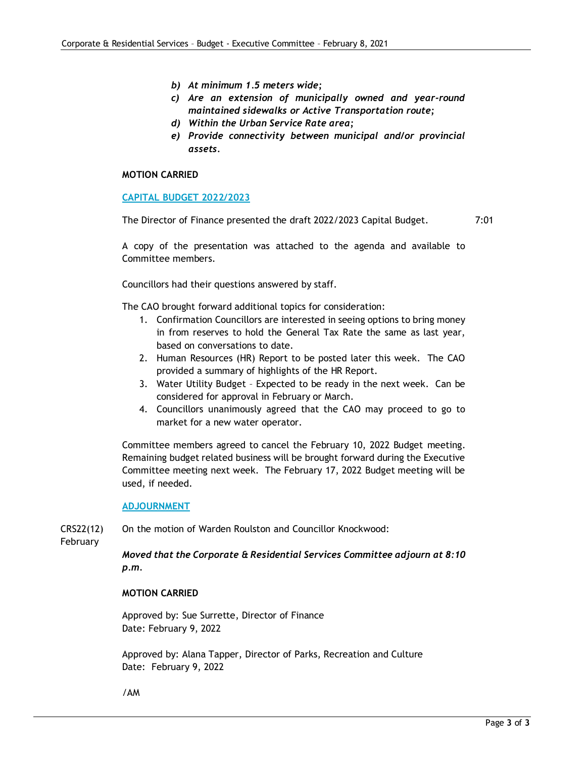b) ***At minimum 1.5 meters wide;***
c) ***Are an extension of municipally owned and year-round maintained sidewalks or Active Transportation route;***
d) ***Within the Urban Service Rate area;***
e) ***Provide connectivity between municipal and/or provincial assets.***

**MOTION CARRIED**

## CAPITAL BUDGET 2022/2023

The Director of Finance presented the draft 2022/2023 Capital Budget. 7:01

A copy of the presentation was attached to the agenda and available to Committee members.

Councillors had their questions answered by staff.

The CAO brought forward additional topics for consideration:

1. Confirmation Councillors are interested in seeing options to bring money in from reserves to hold the General Tax Rate the same as last year, based on conversations to date.
2. Human Resources (HR) Report to be posted later this week. The CAO provided a summary of highlights of the HR Report.
3. Water Utility Budget – Expected to be ready in the next week. Can be considered for approval in February or March.
4. Councillors unanimously agreed that the CAO may proceed to go to market for a new water operator.

Committee members agreed to cancel the February 10, 2022 Budget meeting. Remaining budget related business will be brought forward during the Executive Committee meeting next week. The February 17, 2022 Budget meeting will be used, if needed.

## ADJOURNMENT

CRS22(12) February

On the motion of Warden Roulston and Councillor Knockwood:

***Moved that the Corporate & Residential Services Committee adjourn at 8:10 p.m.***

**MOTION CARRIED**

Approved by: Sue Surrette, Director of Finance
Date: February 9, 2022

Approved by: Alana Tapper, Director of Parks, Recreation and Culture
Date: February 9, 2022

/AM